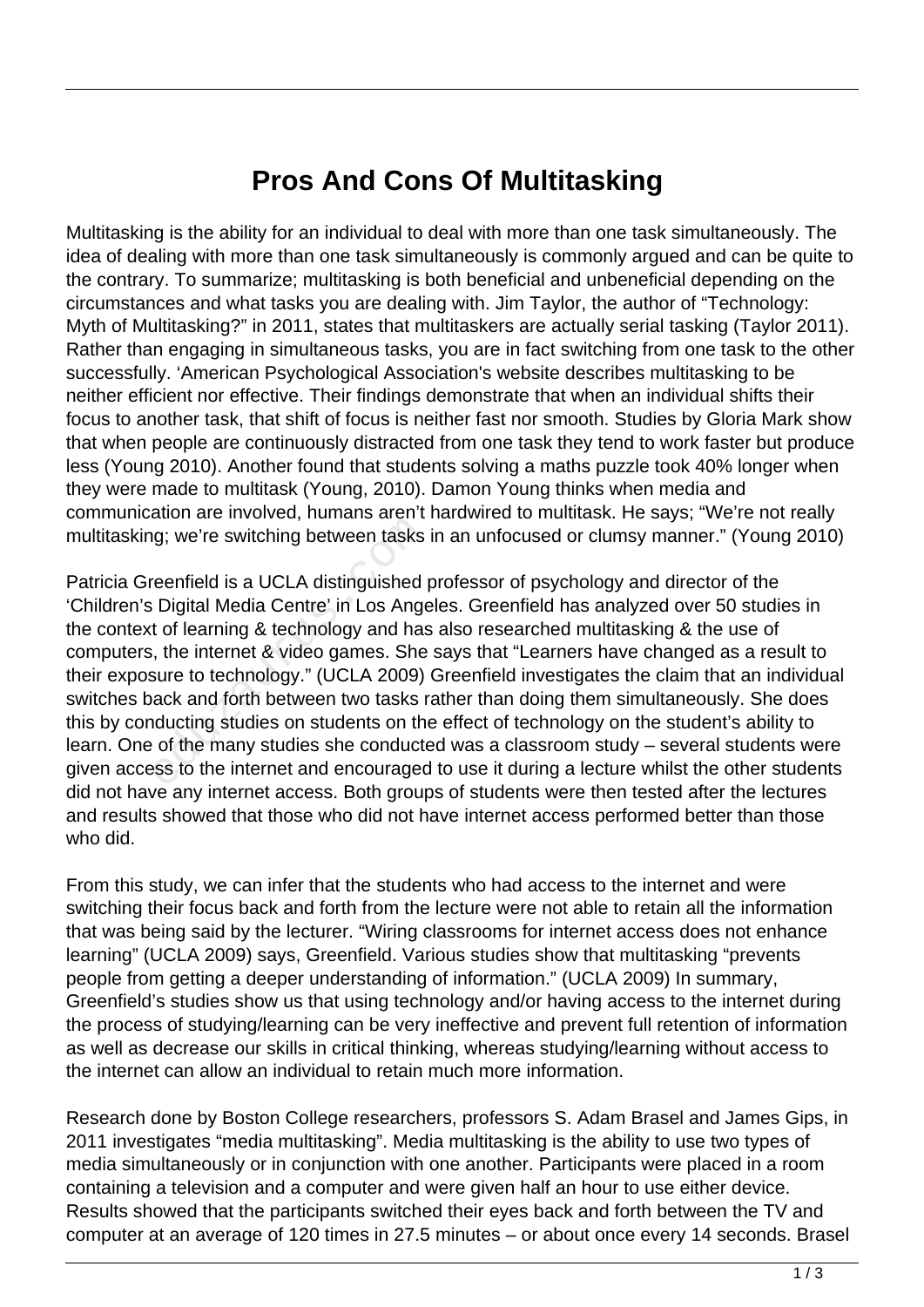# Pros And Cons Of Multitasking

Multitasking is the ability for an individual to deal with more than one task simultaneously. The idea of dealing with more than one task simultaneously is commonly argued and can be quite to the contrary. To summarize; multitasking is both beneficial and unbeneficial depending on the circumstances and what tasks you are dealing with. Jim Taylor, the author of "Technology: Myth of Multitasking?" in 2011, states that multitaskers are actually serial tasking (Taylor 2011). Rather than engaging in simultaneous tasks, you are in fact switching from one task to the other successfully. 'American Psychological Association's website describes multitasking to be neither efficient nor effective. Their findings demonstrate that when an individual shifts their focus to another task, that shift of focus is neither fast nor smooth. Studies by Gloria Mark show that when people are continuously distracted from one task they tend to work faster but produce less (Young 2010). Another found that students solving a maths puzzle took 40% longer when they were made to multitask (Young, 2010). Damon Young thinks when media and communication are involved, humans aren't hardwired to multitask. He says; "We're not really multitasking; we're switching between tasks in an unfocused or clumsy manner." (Young 2010)

Patricia Greenfield is a UCLA distinguished professor of psychology and director of the 'Children's Digital Media Centre' in Los Angeles. Greenfield has analyzed over 50 studies in the context of learning & technology and has also researched multitasking & the use of computers, the internet & video games. She says that "Learners have changed as a result to their exposure to technology." (UCLA 2009) Greenfield investigates the claim that an individual switches back and forth between two tasks rather than doing them simultaneously. She does this by conducting studies on students on the effect of technology on the student's ability to learn. One of the many studies she conducted was a classroom study – several students were given access to the internet and encouraged to use it during a lecture whilst the other students did not have any internet access. Both groups of students were then tested after the lectures and results showed that those who did not have internet access performed better than those who did.

From this study, we can infer that the students who had access to the internet and were switching their focus back and forth from the lecture were not able to retain all the information that was being said by the lecturer. "Wiring classrooms for internet access does not enhance learning" (UCLA 2009) says, Greenfield. Various studies show that multitasking "prevents people from getting a deeper understanding of information." (UCLA 2009) In summary, Greenfield's studies show us that using technology and/or having access to the internet during the process of studying/learning can be very ineffective and prevent full retention of information as well as decrease our skills in critical thinking, whereas studying/learning without access to the internet can allow an individual to retain much more information.

Research done by Boston College researchers, professors S. Adam Brasel and James Gips, in 2011 investigates "media multitasking". Media multitasking is the ability to use two types of media simultaneously or in conjunction with one another. Participants were placed in a room containing a television and a computer and were given half an hour to use either device. Results showed that the participants switched their eyes back and forth between the TV and computer at an average of 120 times in 27.5 minutes – or about once every 14 seconds. Brasel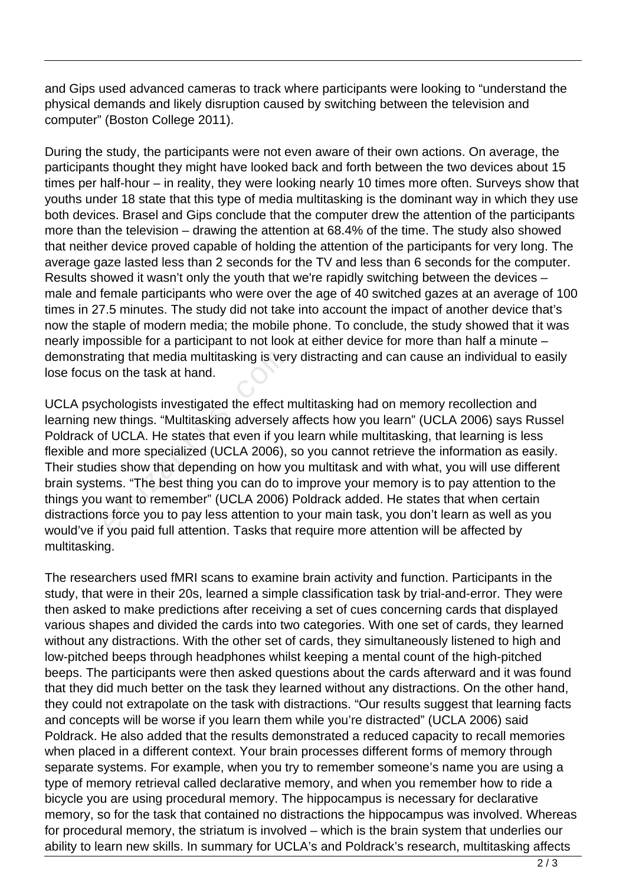and Gips used advanced cameras to track where participants were looking to "understand the physical demands and likely disruption caused by switching between the television and computer" (Boston College 2011).

During the study, the participants were not even aware of their own actions. On average, the participants thought they might have looked back and forth between the two devices about 15 times per half-hour – in reality, they were looking nearly 10 times more often. Surveys show that youths under 18 state that this type of media multitasking is the dominant way in which they use both devices. Brasel and Gips conclude that the computer drew the attention of the participants more than the television – drawing the attention at 68.4% of the time. The study also showed that neither device proved capable of holding the attention of the participants for very long. The average gaze lasted less than 2 seconds for the TV and less than 6 seconds for the computer. Results showed it wasn't only the youth that we're rapidly switching between the devices – male and female participants who were over the age of 40 switched gazes at an average of 100 times in 27.5 minutes. The study did not take into account the impact of another device that's now the staple of modern media; the mobile phone. To conclude, the study showed that it was nearly impossible for a participant to not look at either device for more than half a minute – demonstrating that media multitasking is very distracting and can cause an individual to easily lose focus on the task at hand.

UCLA psychologists investigated the effect multitasking had on memory recollection and learning new things. "Multitasking adversely affects how you learn" (UCLA 2006) says Russel Poldrack of UCLA. He states that even if you learn while multitasking, that learning is less flexible and more specialized (UCLA 2006), so you cannot retrieve the information as easily. Their studies show that depending on how you multitask and with what, you will use different brain systems. "The best thing you can do to improve your memory is to pay attention to the things you want to remember" (UCLA 2006) Poldrack added. He states that when certain distractions force you to pay less attention to your main task, you don't learn as well as you would've if you paid full attention. Tasks that require more attention will be affected by multitasking.

The researchers used fMRI scans to examine brain activity and function. Participants in the study, that were in their 20s, learned a simple classification task by trial-and-error. They were then asked to make predictions after receiving a set of cues concerning cards that displayed various shapes and divided the cards into two categories. With one set of cards, they learned without any distractions. With the other set of cards, they simultaneously listened to high and low-pitched beeps through headphones whilst keeping a mental count of the high-pitched beeps. The participants were then asked questions about the cards afterward and it was found that they did much better on the task they learned without any distractions. On the other hand, they could not extrapolate on the task with distractions. "Our results suggest that learning facts and concepts will be worse if you learn them while you're distracted" (UCLA 2006) said Poldrack. He also added that the results demonstrated a reduced capacity to recall memories when placed in a different context. Your brain processes different forms of memory through separate systems. For example, when you try to remember someone's name you are using a type of memory retrieval called declarative memory, and when you remember how to ride a bicycle you are using procedural memory. The hippocampus is necessary for declarative memory, so for the task that contained no distractions the hippocampus was involved. Whereas for procedural memory, the striatum is involved – which is the brain system that underlies our ability to learn new skills. In summary for UCLA's and Poldrack's research, multitasking affects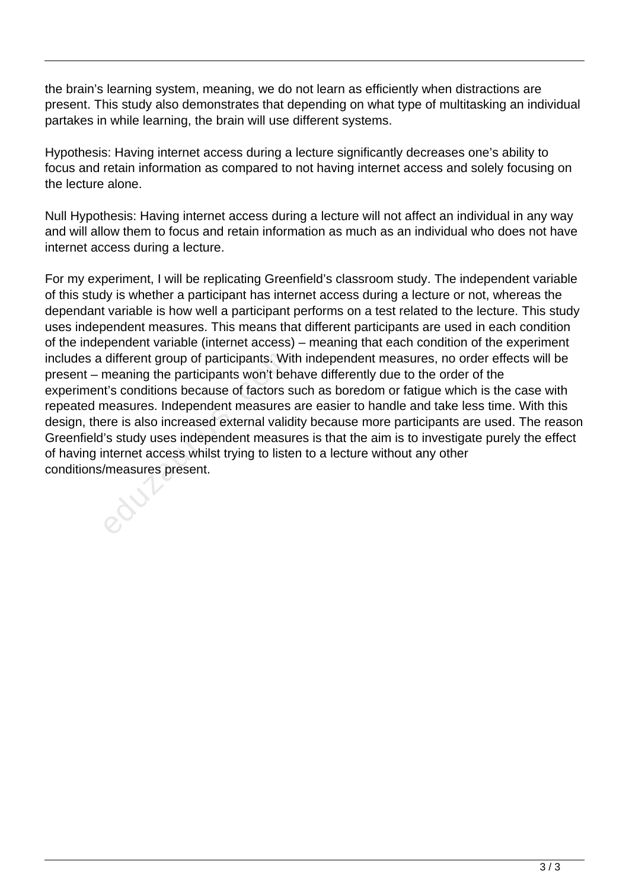the brain's learning system, meaning, we do not learn as efficiently when distractions are present. This study also demonstrates that depending on what type of multitasking an individual partakes in while learning, the brain will use different systems.

Hypothesis: Having internet access during a lecture significantly decreases one's ability to focus and retain information as compared to not having internet access and solely focusing on the lecture alone.

Null Hypothesis: Having internet access during a lecture will not affect an individual in any way and will allow them to focus and retain information as much as an individual who does not have internet access during a lecture.

For my experiment, I will be replicating Greenfield's classroom study. The independent variable of this study is whether a participant has internet access during a lecture or not, whereas the dependant variable is how well a participant performs on a test related to the lecture. This study uses independent measures. This means that different participants are used in each condition of the independent variable (internet access) – meaning that each condition of the experiment includes a different group of participants. With independent measures, no order effects will be present – meaning the participants won't behave differently due to the order of the experiment's conditions because of factors such as boredom or fatigue which is the case with repeated measures. Independent measures are easier to handle and take less time. With this design, there is also increased external validity because more participants are used. The reason Greenfield's study uses independent measures is that the aim is to investigate purely the effect of having internet access whilst trying to listen to a lecture without any other conditions/measures present.